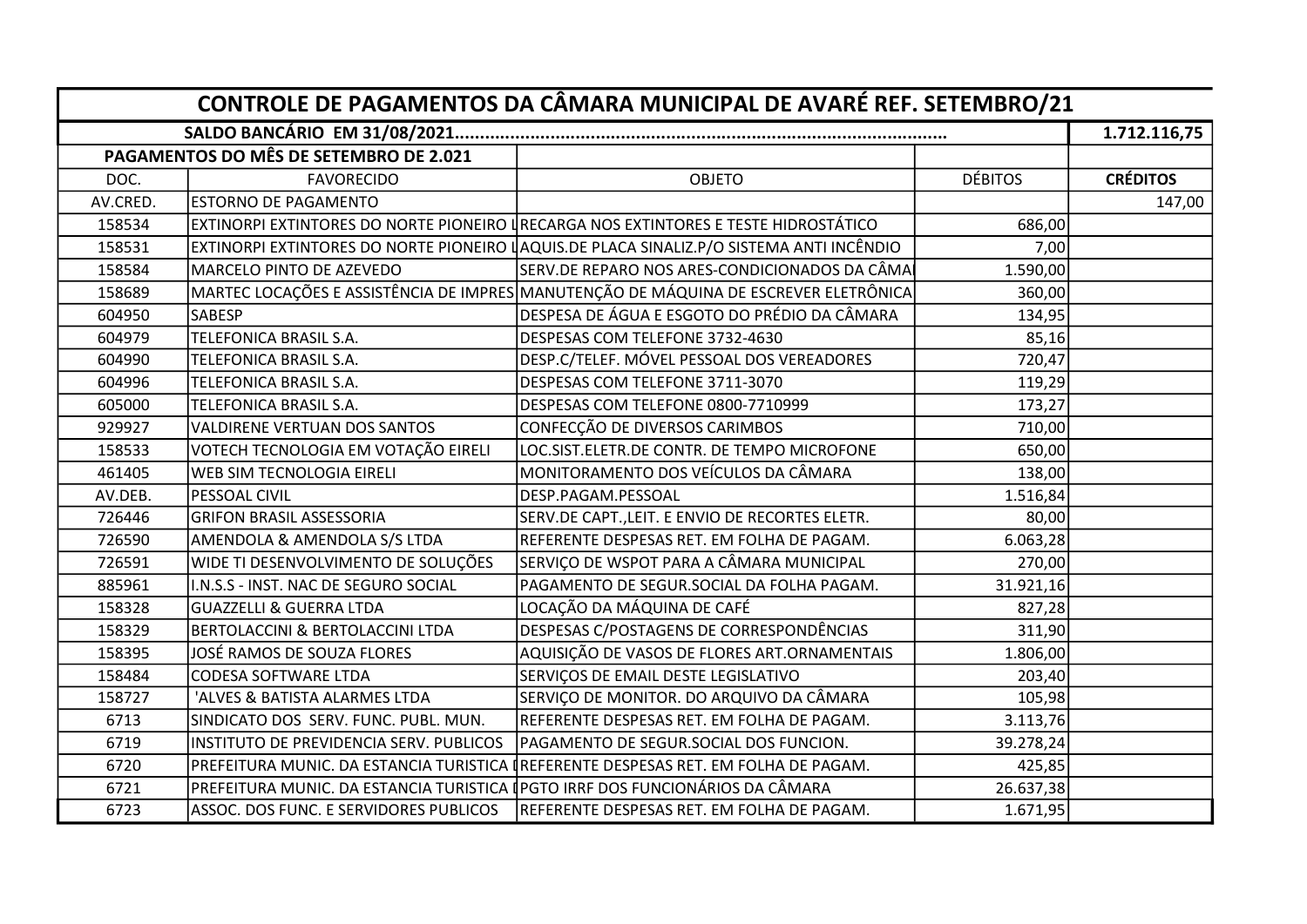| CONTROLE DE PAGAMENTOS DA CÂMARA MUNICIPAL DE AVARÉ REF. SETEMBRO/21 | | | | |
|---|---|---|---|---|
| SALDO BANCÁRIO EM 31/08/2021.......................................................................................... | | | | 1.712.116,75 |
| PAGAMENTOS DO MÊS DE SETEMBRO DE 2.021 | | | | |
| DOC. | FAVORECIDO | OBJETO | DÉBITOS | **CRÉDITOS** |
| AV.CRED. | ESTORNO DE PAGAMENTO | | | 147,00 |
| 158534 | EXTINORPI EXTINTORES DO NORTE PIONEIRO L | RECARGA NOS EXTINTORES E TESTE HIDROSTÁTICO | 686,00 | |
| 158531 | EXTINORPI EXTINTORES DO NORTE PIONEIRO L | AQUIS.DE PLACA SINALIZ.P/O SISTEMA ANTI INCÊNDIO | 7,00 | |
| 158584 | MARCELO PINTO DE AZEVEDO | SERV.DE REPARO NOS ARES-CONDICIONADOS DA CÂMA | 1.590,00 | |
| 158689 | MARTEC LOCAÇÕES E ASSISTÊNCIA DE IMPRES | MANUTENÇÃO DE MÁQUINA DE ESCREVER ELETRÔNICA | 360,00 | |
| 604950 | SABESP | DESPESA DE ÁGUA E ESGOTO DO PRÉDIO DA CÂMARA | 134,95 | |
| 604979 | TELEFONICA BRASIL S.A. | DESPESAS COM TELEFONE 3732-4630 | 85,16 | |
| 604990 | TELEFONICA BRASIL S.A. | DESP.C/TELEF. MÓVEL PESSOAL DOS VEREADORES | 720,47 | |
| 604996 | TELEFONICA BRASIL S.A. | DESPESAS COM TELEFONE 3711-3070 | 119,29 | |
| 605000 | TELEFONICA BRASIL S.A. | DESPESAS COM TELEFONE 0800-7710999 | 173,27 | |
| 929927 | VALDIRENE VERTUAN DOS SANTOS | CONFECÇÃO DE DIVERSOS CARIMBOS | 710,00 | |
| 158533 | VOTECH TECNOLOGIA EM VOTAÇÃO EIRELI | LOC.SIST.ELETR.DE CONTR. DE TEMPO MICROFONE | 650,00 | |
| 461405 | WEB SIM TECNOLOGIA EIRELI | MONITORAMENTO DOS VEÍCULOS DA CÂMARA | 138,00 | |
| AV.DEB. | PESSOAL CIVIL | DESP.PAGAM.PESSOAL | 1.516,84 | |
| 726446 | GRIFON BRASIL ASSESSORIA | SERV.DE CAPT.,LEIT. E ENVIO DE RECORTES ELETR. | 80,00 | |
| 726590 | AMENDOLA & AMENDOLA S/S LTDA | REFERENTE DESPESAS RET. EM FOLHA DE PAGAM. | 6.063,28 | |
| 726591 | WIDE TI DESENVOLVIMENTO DE SOLUÇÕES | SERVIÇO DE WSPOT PARA A CÂMARA MUNICIPAL | 270,00 | |
| 885961 | I.N.S.S - INST. NAC DE SEGURO SOCIAL | PAGAMENTO DE SEGUR.SOCIAL DA FOLHA PAGAM. | 31.921,16 | |
| 158328 | GUAZZELLI & GUERRA LTDA | LOCAÇÃO DA MÁQUINA DE CAFÉ | 827,28 | |
| 158329 | BERTOLACCINI & BERTOLACCINI LTDA | DESPESAS C/POSTAGENS DE CORRESPONDÊNCIAS | 311,90 | |
| 158395 | JOSÉ RAMOS DE SOUZA FLORES | AQUISIÇÃO DE VASOS DE FLORES ART.ORNAMENTAIS | 1.806,00 | |
| 158484 | CODESA SOFTWARE LTDA | SERVIÇOS DE EMAIL DESTE LEGISLATIVO | 203,40 | |
| 158727 | 'ALVES & BATISTA ALARMES LTDA | SERVIÇO DE MONITOR. DO ARQUIVO DA CÂMARA | 105,98 | |
| 6713 | SINDICATO DOS SERV. FUNC. PUBL. MUN. | REFERENTE DESPESAS RET. EM FOLHA DE PAGAM. | 3.113,76 | |
| 6719 | INSTITUTO DE PREVIDENCIA SERV. PUBLICOS | PAGAMENTO DE SEGUR.SOCIAL DOS FUNCION. | 39.278,24 | |
| 6720 | PREFEITURA MUNIC. DA ESTANCIA TURISTICA D | REFERENTE DESPESAS RET. EM FOLHA DE PAGAM. | 425,85 | |
| 6721 | PREFEITURA MUNIC. DA ESTANCIA TURISTICA D | PGTO IRRF DOS FUNCIONÁRIOS DA CÂMARA | 26.637,38 | |
| 6723 | ASSOC. DOS FUNC. E SERVIDORES PUBLICOS | REFERENTE DESPESAS RET. EM FOLHA DE PAGAM. | 1.671,95 | |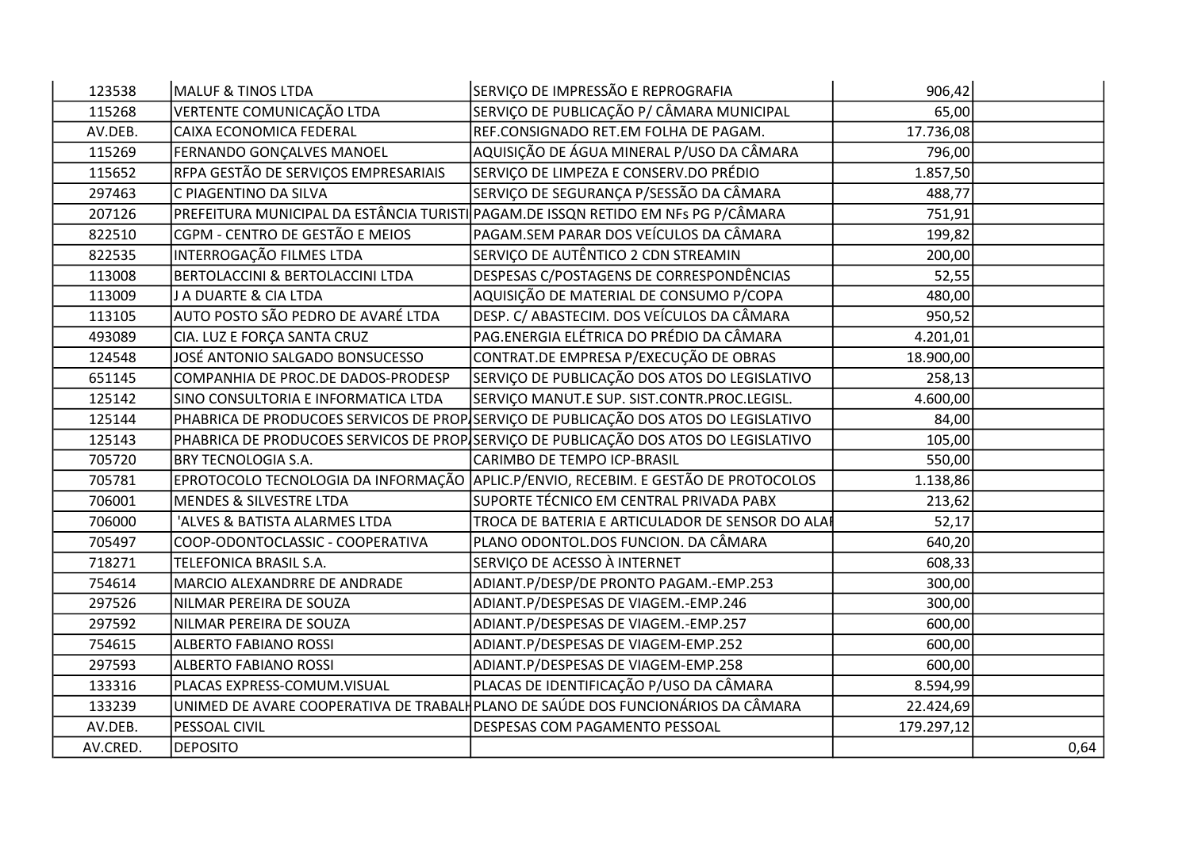| | | | | |
|---|---|---|---|---|
| 123538 | MALUF & TINOS LTDA | SERVIÇO DE IMPRESSÃO E REPROGRAFIA | 906,42 | |
| 115268 | VERTENTE COMUNICAÇÃO LTDA | SERVIÇO DE PUBLICAÇÃO P/ CÂMARA MUNICIPAL | 65,00 | |
| AV.DEB. | CAIXA ECONOMICA FEDERAL | REF.CONSIGNADO RET.EM FOLHA DE PAGAM. | 17.736,08 | |
| 115269 | FERNANDO GONÇALVES MANOEL | AQUISIÇÃO DE ÁGUA MINERAL P/USO DA CÂMARA | 796,00 | |
| 115652 | RFPA GESTÃO DE SERVIÇOS EMPRESARIAIS | SERVIÇO DE LIMPEZA E CONSERV.DO PRÉDIO | 1.857,50 | |
| 297463 | C PIAGENTINO DA SILVA | SERVIÇO DE SEGURANÇA P/SESSÃO DA CÂMARA | 488,77 | |
| 207126 | PREFEITURA MUNICIPAL DA ESTÂNCIA TURISTI | PAGAM.DE ISSQN RETIDO EM NFs PG P/CÂMARA | 751,91 | |
| 822510 | CGPM - CENTRO DE GESTÃO E MEIOS | PAGAM.SEM PARAR DOS VEÍCULOS DA CÂMARA | 199,82 | |
| 822535 | INTERROGAÇÃO FILMES LTDA | SERVIÇO DE AUTÊNTICO 2 CDN STREAMIN | 200,00 | |
| 113008 | BERTOLACCINI & BERTOLACCINI LTDA | DESPESAS C/POSTAGENS DE CORRESPONDÊNCIAS | 52,55 | |
| 113009 | J A DUARTE & CIA LTDA | AQUISIÇÃO DE MATERIAL DE CONSUMO P/COPA | 480,00 | |
| 113105 | AUTO POSTO SÃO PEDRO DE AVARÉ LTDA | DESP. C/ ABASTECIM. DOS VEÍCULOS DA CÂMARA | 950,52 | |
| 493089 | CIA. LUZ E FORÇA SANTA CRUZ | PAG.ENERGIA ELÉTRICA DO PRÉDIO DA CÂMARA | 4.201,01 | |
| 124548 | JOSÉ ANTONIO SALGADO BONSUCESSO | CONTRAT.DE EMPRESA P/EXECUÇÃO DE OBRAS | 18.900,00 | |
| 651145 | COMPANHIA DE PROC.DE DADOS-PRODESP | SERVIÇO DE PUBLICAÇÃO DOS ATOS DO LEGISLATIVO | 258,13 | |
| 125142 | SINO CONSULTORIA E INFORMATICA LTDA | SERVIÇO MANUT.E SUP. SIST.CONTR.PROC.LEGISL. | 4.600,00 | |
| 125144 | PHABRICA DE PRODUCOES SERVICOS DE PROP | SERVIÇO DE PUBLICAÇÃO DOS ATOS DO LEGISLATIVO | 84,00 | |
| 125143 | PHABRICA DE PRODUCOES SERVICOS DE PROP | SERVIÇO DE PUBLICAÇÃO DOS ATOS DO LEGISLATIVO | 105,00 | |
| 705720 | BRY TECNOLOGIA S.A. | CARIMBO DE TEMPO ICP-BRASIL | 550,00 | |
| 705781 | EPROTOCOLO TECNOLOGIA DA INFORMAÇÃO | APLIC.P/ENVIO, RECEBIM. E GESTÃO DE PROTOCOLOS | 1.138,86 | |
| 706001 | MENDES & SILVESTRE LTDA | SUPORTE TÉCNICO EM CENTRAL PRIVADA PABX | 213,62 | |
| 706000 | 'ALVES & BATISTA ALARMES LTDA | TROCA DE BATERIA E ARTICULADOR DE SENSOR DO ALA | 52,17 | |
| 705497 | COOP-ODONTOCLASSIC - COOPERATIVA | PLANO ODONTOL.DOS FUNCION. DA CÂMARA | 640,20 | |
| 718271 | TELEFONICA BRASIL S.A. | SERVIÇO DE ACESSO À INTERNET | 608,33 | |
| 754614 | MARCIO ALEXANDRRE DE ANDRADE | ADIANT.P/DESP/DE PRONTO PAGAM.-EMP.253 | 300,00 | |
| 297526 | NILMAR PEREIRA DE SOUZA | ADIANT.P/DESPESAS DE VIAGEM.-EMP.246 | 300,00 | |
| 297592 | NILMAR PEREIRA DE SOUZA | ADIANT.P/DESPESAS DE VIAGEM.-EMP.257 | 600,00 | |
| 754615 | ALBERTO FABIANO ROSSI | ADIANT.P/DESPESAS DE VIAGEM-EMP.252 | 600,00 | |
| 297593 | ALBERTO FABIANO ROSSI | ADIANT.P/DESPESAS DE VIAGEM-EMP.258 | 600,00 | |
| 133316 | PLACAS EXPRESS-COMUM.VISUAL | PLACAS DE IDENTIFICAÇÃO P/USO DA CÂMARA | 8.594,99 | |
| 133239 | UNIMED DE AVARE COOPERATIVA DE TRABALH | PLANO DE SAÚDE DOS FUNCIONÁRIOS DA CÂMARA | 22.424,69 | |
| AV.DEB. | PESSOAL CIVIL | DESPESAS COM PAGAMENTO PESSOAL | 179.297,12 | |
| AV.CRED. | DEPOSITO | | | 0,64 |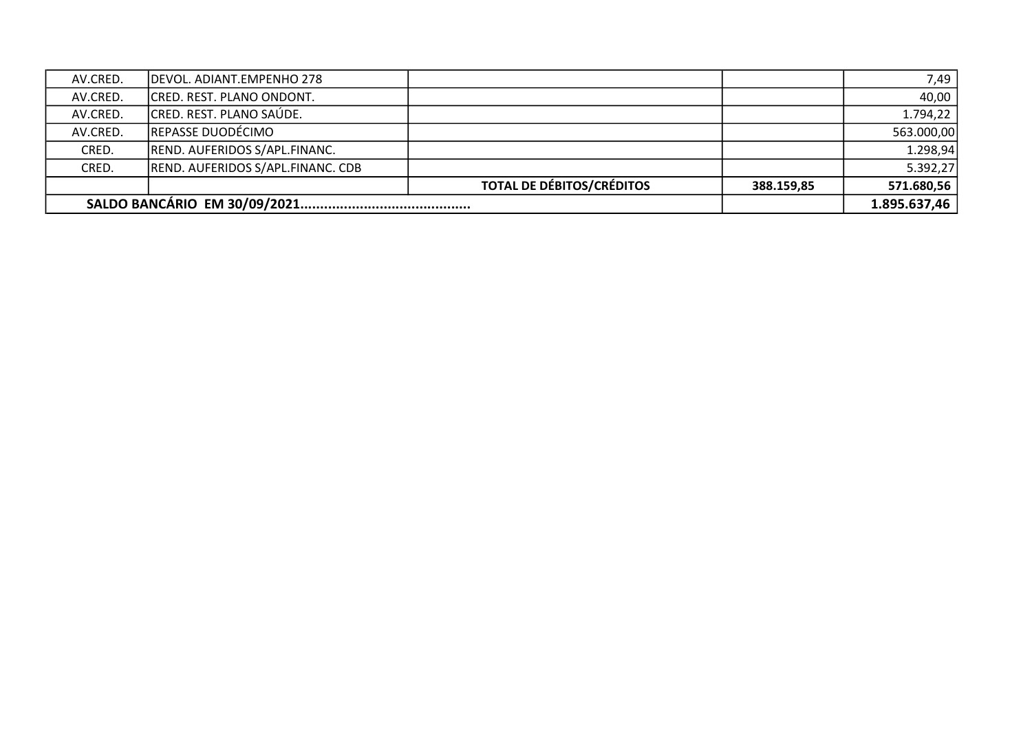| | | | | |
|---|---|---|---|---|
| AV.CRED. | DEVOL. ADIANT.EMPENHO 278 | | | 7,49 |
| AV.CRED. | CRED. REST. PLANO ONDONT. | | | 40,00 |
| AV.CRED. | CRED. REST. PLANO SAÚDE. | | | 1.794,22 |
| AV.CRED. | REPASSE DUODÉCIMO | | | 563.000,00 |
| CRED. | REND. AUFERIDOS S/APL.FINANC. | | | 1.298,94 |
| CRED. | REND. AUFERIDOS S/APL.FINANC. CDB | | | 5.392,27 |
| | | **TOTAL DE DÉBITOS/CRÉDITOS** | **388.159,85** | **571.680,56** |
| **SALDO BANCÁRIO EM 30/09/2021..........................................** | | | | **1.895.637,46** |